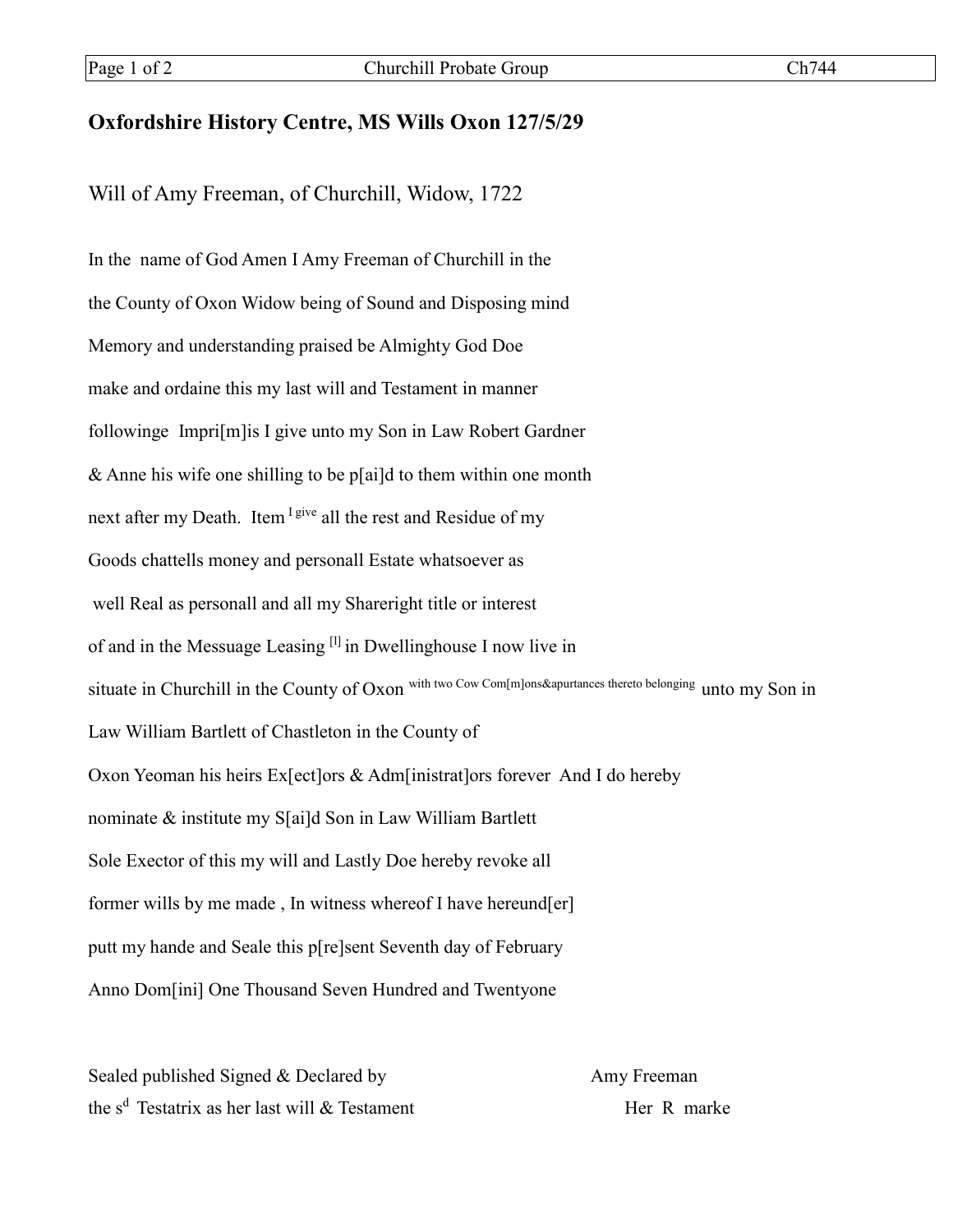## Oxfordshire History Centre, MS Wills Oxon 127/5/29

Will of Amy Freeman, of Churchill, Widow, 1722

In the name of God Amen I Amy Freeman of Churchill in the

the County of Oxon Widow being of Sound and Disposing mind

Memory and understanding praised be Almighty God Doe

make and ordaine this my last will and Testament in manner

followinge Impri[m]is I give unto my Son in Law Robert Gardner

& Anne his wife one shilling to be p[ai]d to them within one month

next after my Death. Item I give all the rest and Residue of my

Goods chattells money and personall Estate whatsoever as

well Real as personall and all my Shareright title or interest

of and in the Messuage Leasing [I] in Dwellinghouse I now live in

situate in Churchill in the County of Oxon with two Cow Com[m]ons&apurtances thereto belonging unto my Son in

Law William Bartlett of Chastleton in the County of

Oxon Yeoman his heirs Ex[ect]ors & Adm[inistrat]ors forever And I do hereby

nominate & institute my S[ai]d Son in Law William Bartlett

Sole Exector of this my will and Lastly Doe hereby revoke all

former wills by me made , In witness whereof I have hereund[er]

putt my hande and Seale this p[re]sent Seventh day of February

Anno Dom[ini] One Thousand Seven Hundred and Twentyone

Sealed published Signed & Declared by
the s[d] Testatrix as her last will & Testament

Amy Freeman
Her R marke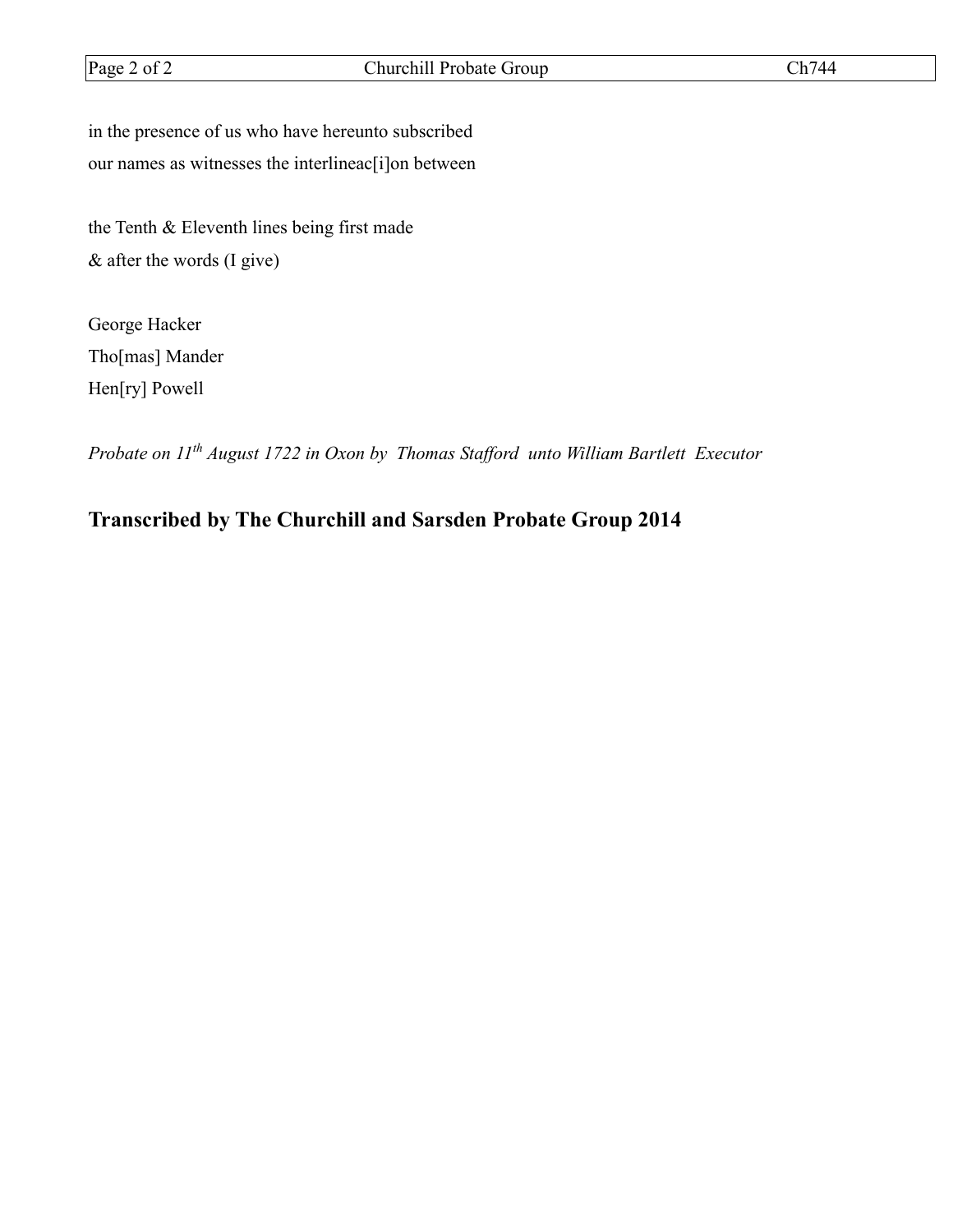in the presence of us who have hereunto subscribed
our names as witnesses the interlineac[i]on between

the Tenth & Eleventh lines being first made
& after the words (I give)

George Hacker
Tho[mas] Mander
Hen[ry] Powell

*Probate on 11th August 1722 in Oxon by Thomas Stafford unto William Bartlett Executor*

## Transcribed by The Churchill and Sarsden Probate Group 2014